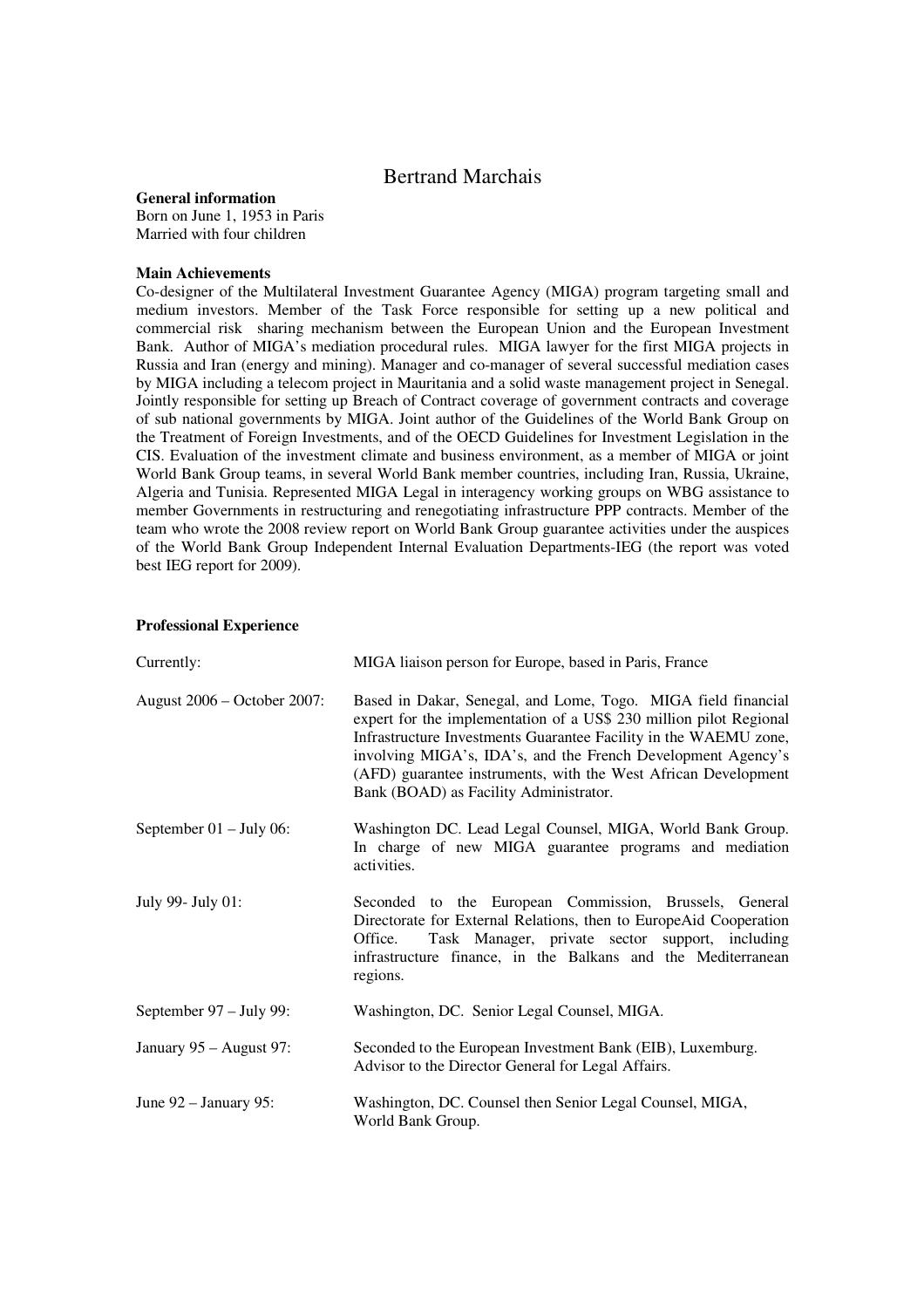# Bertrand Marchais

**General information**

Born on June 1, 1953 in Paris
Married with four children

**Main Achievements**

Co-designer of the Multilateral Investment Guarantee Agency (MIGA) program targeting small and medium investors. Member of the Task Force responsible for setting up a new political and commercial risk sharing mechanism between the European Union and the European Investment Bank. Author of MIGA's mediation procedural rules. MIGA lawyer for the first MIGA projects in Russia and Iran (energy and mining). Manager and co-manager of several successful mediation cases by MIGA including a telecom project in Mauritania and a solid waste management project in Senegal. Jointly responsible for setting up Breach of Contract coverage of government contracts and coverage of sub national governments by MIGA. Joint author of the Guidelines of the World Bank Group on the Treatment of Foreign Investments, and of the OECD Guidelines for Investment Legislation in the CIS. Evaluation of the investment climate and business environment, as a member of MIGA or joint World Bank Group teams, in several World Bank member countries, including Iran, Russia, Ukraine, Algeria and Tunisia. Represented MIGA Legal in interagency working groups on WBG assistance to member Governments in restructuring and renegotiating infrastructure PPP contracts. Member of the team who wrote the 2008 review report on World Bank Group guarantee activities under the auspices of the World Bank Group Independent Internal Evaluation Departments-IEG (the report was voted best IEG report for 2009).

**Professional Experience**

| | |
|---|---|
| Currently: | MIGA liaison person for Europe, based in Paris, France |
| August 2006 – October 2007: | Based in Dakar, Senegal, and Lome, Togo. MIGA field financial expert for the implementation of a US$ 230 million pilot Regional Infrastructure Investments Guarantee Facility in the WAEMU zone, involving MIGA's, IDA's, and the French Development Agency's (AFD) guarantee instruments, with the West African Development Bank (BOAD) as Facility Administrator. |
| September 01 – July 06: | Washington DC. Lead Legal Counsel, MIGA, World Bank Group. In charge of new MIGA guarantee programs and mediation activities. |
| July 99- July 01: | Seconded to the European Commission, Brussels, General Directorate for External Relations, then to EuropeAid Cooperation Office. Task Manager, private sector support, including infrastructure finance, in the Balkans and the Mediterranean regions. |
| September 97 – July 99: | Washington, DC. Senior Legal Counsel, MIGA. |
| January 95 – August 97: | Seconded to the European Investment Bank (EIB), Luxemburg. Advisor to the Director General for Legal Affairs. |
| June 92 – January 95: | Washington, DC. Counsel then Senior Legal Counsel, MIGA, World Bank Group. |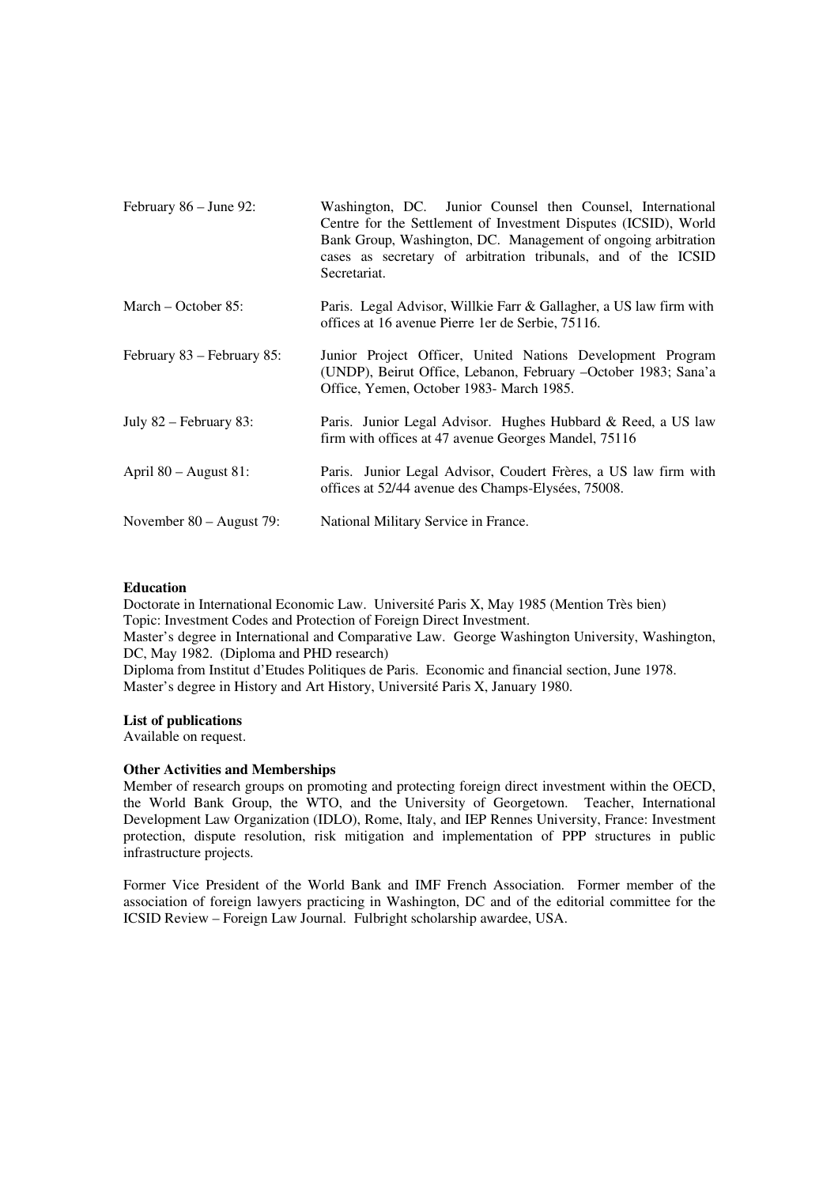| | |
|---|---|
| February 86 – June 92: | Washington, DC. Junior Counsel then Counsel, International Centre for the Settlement of Investment Disputes (ICSID), World Bank Group, Washington, DC. Management of ongoing arbitration cases as secretary of arbitration tribunals, and of the ICSID Secretariat. |
| March – October 85: | Paris. Legal Advisor, Willkie Farr & Gallagher, a US law firm with offices at 16 avenue Pierre 1er de Serbie, 75116. |
| February 83 – February 85: | Junior Project Officer, United Nations Development Program (UNDP), Beirut Office, Lebanon, February –October 1983; Sana'a Office, Yemen, October 1983- March 1985. |
| July 82 – February 83: | Paris. Junior Legal Advisor. Hughes Hubbard & Reed, a US law firm with offices at 47 avenue Georges Mandel, 75116 |
| April 80 – August 81: | Paris. Junior Legal Advisor, Coudert Frères, a US law firm with offices at 52/44 avenue des Champs-Elysées, 75008. |
| November 80 – August 79: | National Military Service in France. |

**Education**

Doctorate in International Economic Law. Université Paris X, May 1985 (Mention Très bien)
Topic: Investment Codes and Protection of Foreign Direct Investment.
Master's degree in International and Comparative Law. George Washington University, Washington, DC, May 1982. (Diploma and PHD research)
Diploma from Institut d'Etudes Politiques de Paris. Economic and financial section, June 1978.
Master's degree in History and Art History, Université Paris X, January 1980.

**List of publications**

Available on request.

**Other Activities and Memberships**

Member of research groups on promoting and protecting foreign direct investment within the OECD, the World Bank Group, the WTO, and the University of Georgetown. Teacher, International Development Law Organization (IDLO), Rome, Italy, and IEP Rennes University, France: Investment protection, dispute resolution, risk mitigation and implementation of PPP structures in public infrastructure projects.

Former Vice President of the World Bank and IMF French Association. Former member of the association of foreign lawyers practicing in Washington, DC and of the editorial committee for the ICSID Review – Foreign Law Journal. Fulbright scholarship awardee, USA.